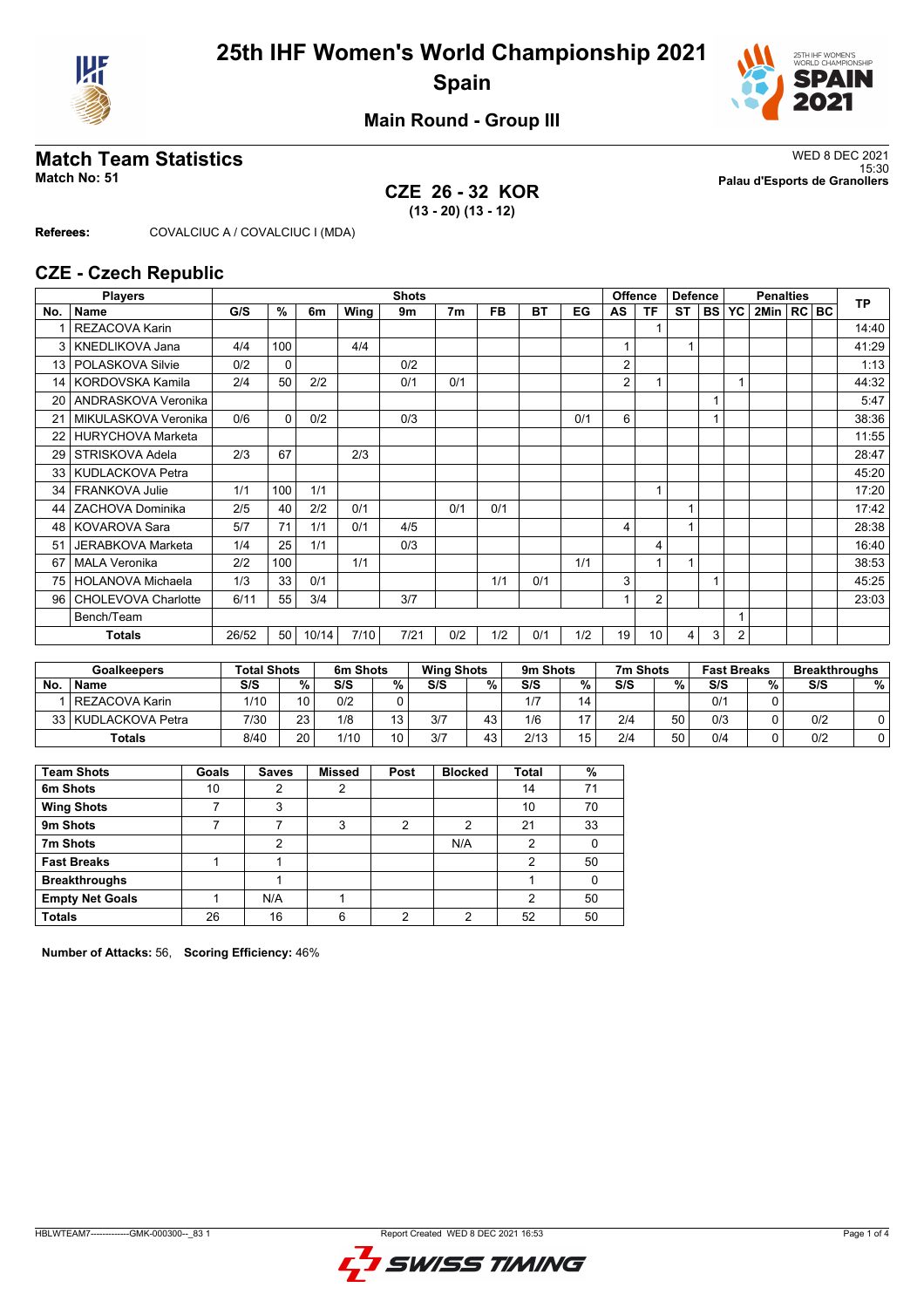# 25th IHF Women's World Championship 2021
## Spain

### Main Round - Group III

## Match Team Statistics

**Match No: 51**

WED 8 DEC 2021
15:30
**Palau d'Esports de Granollers**

**CZE 26 - 32 KOR**
**(13 - 20) (13 - 12)**

**Referees:** COVALCIUC A / COVALCIUC I (MDA)

## CZE - Czech Republic

| Players | | Shots | | | | | | | | | Offence | | Defence | | Penalties | | | | TP |
|---|---|---|---|---|---|---|---|---|---|---|---|---|---|---|---|---|---|---|---|
| No. | Name | G/S | % | 6m | Wing | 9m | 7m | FB | BT | EG | AS | TF | ST | BS | YC | 2Min | RC | BC | |
| 1 | REZACOVA Karin | | | | | | | | | | | 1 | | | | | | | 14:40 |
| 3 | KNEDLIKOVA Jana | 4/4 | 100 | | 4/4 | | | | | | 1 | | 1 | | | | | | 41:29 |
| 13 | POLASKOVA Silvie | 0/2 | 0 | | | 0/2 | | | | | 2 | | | | | | | | 1:13 |
| 14 | KORDOVSKA Kamila | 2/4 | 50 | 2/2 | | 0/1 | 0/1 | | | | 2 | 1 | | | 1 | | | | 44:32 |
| 20 | ANDRASKOVA Veronika | | | | | | | | | | | | | 1 | | | | | 5:47 |
| 21 | MIKULASKOVA Veronika | 0/6 | 0 | 0/2 | | 0/3 | | | | 0/1 | 6 | | | 1 | | | | | 38:36 |
| 22 | HURYCHOVA Marketa | | | | | | | | | | | | | | | | | | 11:55 |
| 29 | STRISKOVA Adela | 2/3 | 67 | | 2/3 | | | | | | | | | | | | | | 28:47 |
| 33 | KUDLACKOVA Petra | | | | | | | | | | | | | | | | | | 45:20 |
| 34 | FRANKOVA Julie | 1/1 | 100 | 1/1 | | | | | | | | 1 | | | | | | | 17:20 |
| 44 | ZACHOVA Dominika | 2/5 | 40 | 2/2 | 0/1 | | 0/1 | 0/1 | | | | | 1 | | | | | | 17:42 |
| 48 | KOVAROVA Sara | 5/7 | 71 | 1/1 | 0/1 | 4/5 | | | | | 4 | | 1 | | | | | | 28:38 |
| 51 | JERABKOVA Marketa | 1/4 | 25 | 1/1 | | 0/3 | | | | | | 4 | | | | | | | 16:40 |
| 67 | MALA Veronika | 2/2 | 100 | | 1/1 | | | | | 1/1 | | 1 | 1 | | | | | | 38:53 |
| 75 | HOLANOVA Michaela | 1/3 | 33 | 0/1 | | | | 1/1 | 0/1 | | 3 | | | 1 | | | | | 45:25 |
| 96 | CHOLEVOVA Charlotte | 6/11 | 55 | 3/4 | | 3/7 | | | | | 1 | 2 | | | | | | | 23:03 |
| | Bench/Team | | | | | | | | | | | | | | 1 | | | | |
| | **Totals** | 26/52 | 50 | 10/14 | 7/10 | 7/21 | 0/2 | 1/2 | 0/1 | 1/2 | 19 | 10 | 4 | 3 | 2 | | | | |

| Goalkeepers | | Total Shots | | 6m Shots | | Wing Shots | | 9m Shots | | 7m Shots | | Fast Breaks | | Breakthroughs | |
|---|---|---|---|---|---|---|---|---|---|---|---|---|---|---|---|
| No. | Name | S/S | % | S/S | % | S/S | % | S/S | % | S/S | % | S/S | % | S/S | % |
| 1 | REZACOVA Karin | 1/10 | 10 | 0/2 | 0 | | | 1/7 | 14 | | | 0/1 | 0 | | |
| 33 | KUDLACKOVA Petra | 7/30 | 23 | 1/8 | 13 | 3/7 | 43 | 1/6 | 17 | 2/4 | 50 | 0/3 | 0 | 0/2 | 0 |
| | **Totals** | 8/40 | 20 | 1/10 | 10 | 3/7 | 43 | 2/13 | 15 | 2/4 | 50 | 0/4 | 0 | 0/2 | 0 |

| Team Shots | Goals | Saves | Missed | Post | Blocked | Total | % |
|---|---|---|---|---|---|---|---|
| 6m Shots | 10 | 2 | 2 | | | 14 | 71 |
| Wing Shots | 7 | 3 | | | | 10 | 70 |
| 9m Shots | 7 | 7 | 3 | 2 | 2 | 21 | 33 |
| 7m Shots | | 2 | | | N/A | 2 | 0 |
| Fast Breaks | 1 | 1 | | | | 2 | 50 |
| Breakthroughs | | 1 | | | | 1 | 0 |
| Empty Net Goals | 1 | N/A | 1 | | | 2 | 50 |
| **Totals** | 26 | 16 | 6 | 2 | 2 | 52 | 50 |

**Number of Attacks:** 56, **Scoring Efficiency:** 46%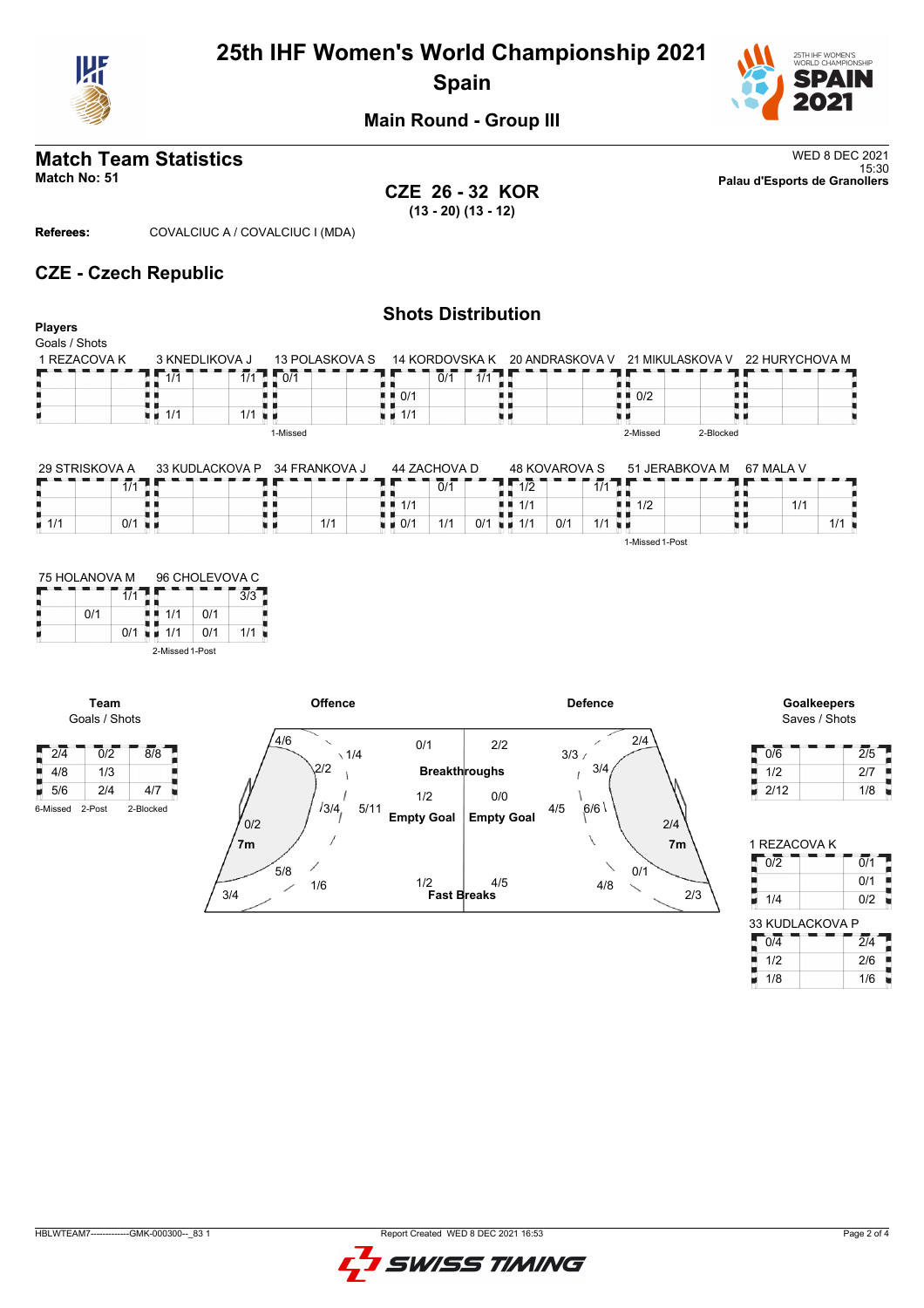# 25th IHF Women's World Championship 2021
## Spain

### Main Round - Group III

## Match Team Statistics

**Match No: 51**

WED 8 DEC 2021
15:30
**Palau d'Esports de Granollers**

**CZE 26 - 32 KOR**
**(13 - 20) (13 - 12)**

**Referees:** COVALCIUC A / COVALCIUC I (MDA)

## CZE - Czech Republic

### Shots Distribution

**Players**
Goals / Shots

**1 REZACOVA K**

| | | |
|---|---|---|
| | | |
| | | |
| | | |

**3 KNEDLIKOVA J**

| | | |
|---|---|---|
| 1/1 | | 1/1 |
| | | |
| 1/1 | | 1/1 |

**13 POLASKOVA S**

| | | |
|---|---|---|
| 0/1 | | |
| | | |
| | | |

1-Missed

**14 KORDOVSKA K**

| | | |
|---|---|---|
| | 0/1 | 1/1 |
| 0/1 | | |
| 1/1 | | |

**20 ANDRASKOVA V**

| | | |
|---|---|---|
| | | |
| | | |
| | | |

**21 MIKULASKOVA V**

| | | |
|---|---|---|
| | | |
| 0/2 | | |
| | | |

2-Missed 2-Blocked

**22 HURYCHOVA M**

| | | |
|---|---|---|
| | | |
| | | |
| | | |

**29 STRISKOVA A**

| | | |
|---|---|---|
| | | 1/1 |
| | | |
| 1/1 | | 0/1 |

**33 KUDLACKOVA P**

| | | |
|---|---|---|
| | | |
| | | |
| | | |

**34 FRANKOVA J**

| | | |
|---|---|---|
| | | |
| | | |
| | 1/1 | |

**44 ZACHOVA D**

| | | |
|---|---|---|
| | 0/1 | |
| 1/1 | | |
| 0/1 | 1/1 | 0/1 |

**48 KOVAROVA S**

| | | |
|---|---|---|
| 1/2 | | 1/1 |
| 1/1 | | |
| 1/1 | 0/1 | 1/1 |

**51 JERABKOVA M**

| | | |
|---|---|---|
| | | |
| 1/2 | | |
| | | |

1-Missed 1-Post

**67 MALA V**

| | | |
|---|---|---|
| | | |
| | 1/1 | |
| | | 1/1 |

**75 HOLANOVA M**

| | | |
|---|---|---|
| | | 1/1 |
| 0/1 | | |
| | | 0/1 |

**96 CHOLEVOVA C**

| | | |
|---|---|---|
| | | 3/3 |
| 1/1 | 0/1 | |
| 1/1 | 0/1 | 1/1 |

2-Missed 1-Post

**Team**
Goals / Shots

| | | |
|---|---|---|
| 2/4 | 0/2 | 8/8 |
| 4/8 | 1/3 | |
| 5/6 | 2/4 | 4/7 |

6-Missed 2-Post 2-Blocked

**Offence**

| | |
|---|---|
| Wing left 4/6 | 1/4 |
| 2/2 | |
| 3/4 | 5/11 |
| 7m 0/2 | |
| 5/8 | 1/6 |
| 3/4 | |

| | Offence | Defence |
|---|---|---|
| Breakthroughs | 0/1 | 2/2 |
| Empty Goal | 1/2 | 0/0 |
| Fast Breaks | 1/2 | 4/5 |

**Defence**

| | |
|---|---|
| 3/3 | 2/4 |
| | 3/4 |
| 4/5 | 6/6 |
| | 7m 2/4 |
| 4/8 | 0/1 |
| | 2/3 |

**Goalkeepers**
Saves / Shots

| | | |
|---|---|---|
| 0/6 | | 2/5 |
| 1/2 | | 2/7 |
| 2/12 | | 1/8 |

**1 REZACOVA K**

| | | |
|---|---|---|
| 0/2 | | 0/1 |
| | | 0/1 |
| 1/4 | | 0/2 |

**33 KUDLACKOVA P**

| | | |
|---|---|---|
| 0/4 | | 2/4 |
| 1/2 | | 2/6 |
| 1/8 | | 1/6 |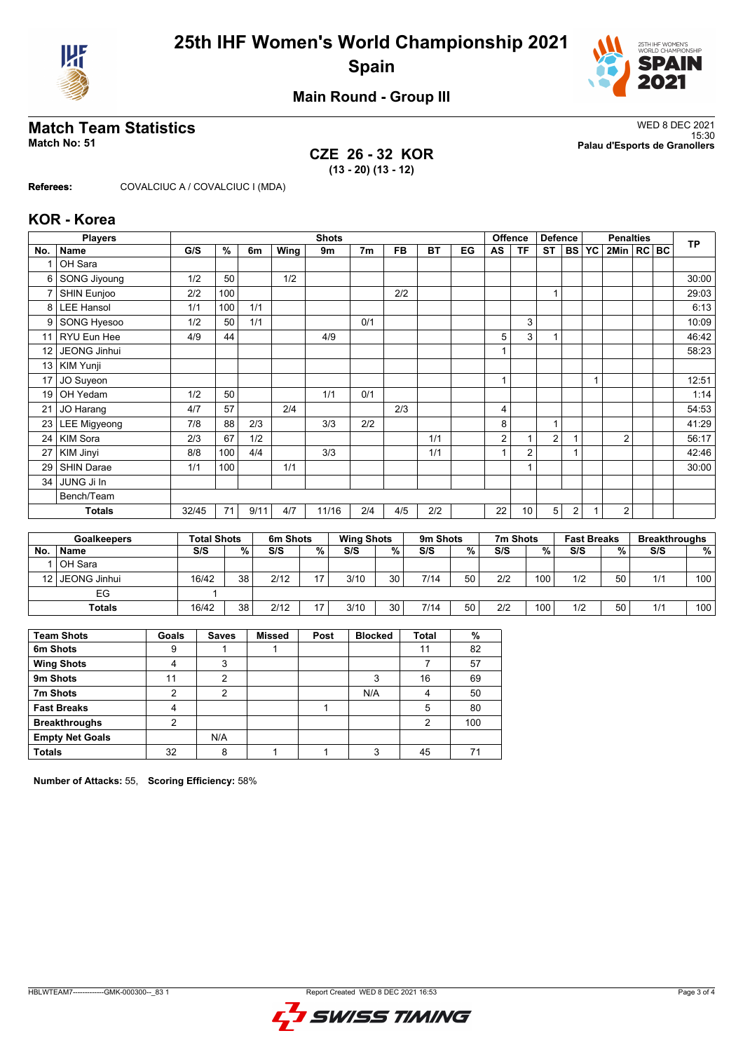# 25th IHF Women's World Championship 2021
## Spain

### Main Round - Group III

## Match Team Statistics

**Match No: 51**

WED 8 DEC 2021
15:30
**Palau d'Esports de Granollers**

**CZE 26 - 32 KOR**
**(13 - 20) (13 - 12)**

**Referees:** COVALCIUC A / COVALCIUC I (MDA)

## KOR - Korea

| Players | | Shots | | | | | | | | | Offence | | Defence | | | Penalties | | | TP |
|---|---|---|---|---|---|---|---|---|---|---|---|---|---|---|---|---|---|---|---|
| No. | Name | G/S | % | 6m | Wing | 9m | 7m | FB | BT | EG | AS | TF | ST | BS | YC | 2Min | RC | BC | |
| 1 | OH Sara | | | | | | | | | | | | | | | | | | |
| 6 | SONG Jiyoung | 1/2 | 50 | | 1/2 | | | | | | | | | | | | | | 30:00 |
| 7 | SHIN Eunjoo | 2/2 | 100 | | | | | 2/2 | | | | | 1 | | | | | | 29:03 |
| 8 | LEE Hansol | 1/1 | 100 | 1/1 | | | | | | | | | | | | | | | 6:13 |
| 9 | SONG Hyesoo | 1/2 | 50 | 1/1 | | | 0/1 | | | | | 3 | | | | | | | 10:09 |
| 11 | RYU Eun Hee | 4/9 | 44 | | | 4/9 | | | | | 5 | 3 | 1 | | | | | | 46:42 |
| 12 | JEONG Jinhui | | | | | | | | | | 1 | | | | | | | | 58:23 |
| 13 | KIM Yunji | | | | | | | | | | | | | | | | | | |
| 17 | JO Suyeon | | | | | | | | | | 1 | | | | 1 | | | | 12:51 |
| 19 | OH Yedam | 1/2 | 50 | | | 1/1 | 0/1 | | | | | | | | | | | | 1:14 |
| 21 | JO Harang | 4/7 | 57 | | 2/4 | | | 2/3 | | | 4 | | | | | | | | 54:53 |
| 23 | LEE Migyeong | 7/8 | 88 | 2/3 | | 3/3 | 2/2 | | | | 8 | | 1 | | | | | | 41:29 |
| 24 | KIM Sora | 2/3 | 67 | 1/2 | | | | | 1/1 | | 2 | 1 | 2 | 1 | | 2 | | | 56:17 |
| 27 | KIM Jinyi | 8/8 | 100 | 4/4 | | 3/3 | | | 1/1 | | 1 | 2 | | 1 | | | | | 42:46 |
| 29 | SHIN Darae | 1/1 | 100 | | 1/1 | | | | | | | 1 | | | | | | | 30:00 |
| 34 | JUNG Ji In | | | | | | | | | | | | | | | | | | |
| | Bench/Team | | | | | | | | | | | | | | | | | | |
| | **Totals** | 32/45 | 71 | 9/11 | 4/7 | 11/16 | 2/4 | 4/5 | 2/2 | | 22 | 10 | 5 | 2 | 1 | 2 | | | |

| Goalkeepers | | Total Shots | | 6m Shots | | Wing Shots | | 9m Shots | | 7m Shots | | Fast Breaks | | Breakthroughs | |
|---|---|---|---|---|---|---|---|---|---|---|---|---|---|---|---|
| No. | Name | S/S | % | S/S | % | S/S | % | S/S | % | S/S | % | S/S | % | S/S | % |
| 1 | OH Sara | | | | | | | | | | | | | | |
| 12 | JEONG Jinhui | 16/42 | 38 | 2/12 | 17 | 3/10 | 30 | 7/14 | 50 | 2/2 | 100 | 1/2 | 50 | 1/1 | 100 |
| | EG | 1 | | | | | | | | | | | | | |
| | **Totals** | 16/42 | 38 | 2/12 | 17 | 3/10 | 30 | 7/14 | 50 | 2/2 | 100 | 1/2 | 50 | 1/1 | 100 |

| Team Shots | Goals | Saves | Missed | Post | Blocked | Total | % |
|---|---|---|---|---|---|---|---|
| 6m Shots | 9 | 1 | 1 | | | 11 | 82 |
| Wing Shots | 4 | 3 | | | | 7 | 57 |
| 9m Shots | 11 | 2 | | | 3 | 16 | 69 |
| 7m Shots | 2 | 2 | | | N/A | 4 | 50 |
| Fast Breaks | 4 | | | 1 | | 5 | 80 |
| Breakthroughs | 2 | | | | | 2 | 100 |
| Empty Net Goals | | N/A | | | | | |
| **Totals** | 32 | 8 | 1 | 1 | 3 | 45 | 71 |

**Number of Attacks:** 55, **Scoring Efficiency:** 58%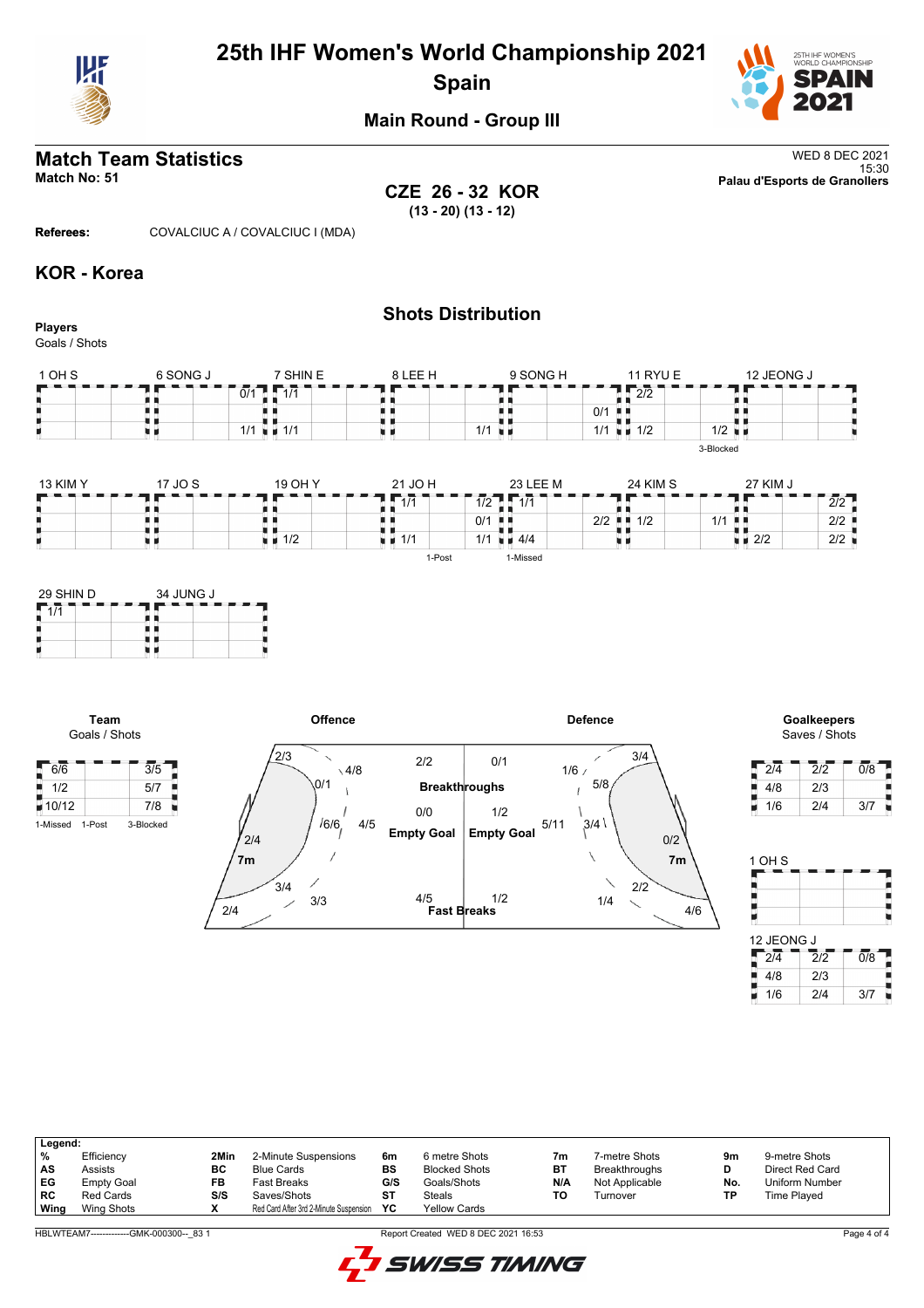# 25th IHF Women's World Championship 2021

## Spain

### Main Round - Group III

## Match Team Statistics

**Match No: 51**

WED 8 DEC 2021
15:30
**Palau d'Esports de Granollers**

**CZE 26 - 32 KOR**
**(13 - 20) (13 - 12)**

**Referees:** COVALCIUC A / COVALCIUC I (MDA)

## KOR - Korea

### Shots Distribution

**Players**
Goals / Shots

1 OH S

6 SONG J
0/1
1/1

7 SHIN E
1/1
1/1

8 LEE H
1/1

9 SONG H
0/1
1/1

11 RYU E
2/2
1/2
1/2
3-Blocked

12 JEONG J

13 KIM Y

17 JO S

19 OH Y
1/2

21 JO H
1/1
1/2
0/1
1/1
1/1
1-Post

23 LEE M
1/1
2/2
4/4
1-Missed

24 KIM S
1/2
1/1

27 KIM J
2/2
2/2
2/2
2/2

29 SHIN D
1/1

34 JUNG J

**Team**
Goals / Shots

| | | |
|---|---|---|
| 6/6 | | 3/5 |
| 1/2 | | 5/7 |
| 10/12 | | 7/8 |

1-Missed 1-Post 3-Blocked

**Offence**

2/3
4/8
0/1
2/4
6/6
4/5
7m
3/4
3/3
2/4

2/2 Breakthroughs 0/1
0/0 Empty Goal 1/2
4/5 Fast Breaks 1/2

**Defence**

1/6
3/4
5/8
5/11
3/4
0/2
7m
2/2
1/4
4/6

**Goalkeepers**
Saves / Shots

| | | |
|---|---|---|
| 2/4 | 2/2 | 0/8 |
| 4/8 | 2/3 | |
| 1/6 | 2/4 | 3/7 |

1 OH S

12 JEONG J

| | | |
|---|---|---|
| 2/4 | 2/2 | 0/8 |
| 4/8 | 2/3 | |
| 1/6 | 2/4 | 3/7 |

| Legend: | | | | | | | | | |
|---|---|---|---|---|---|---|---|---|---|
| % | Efficiency | 2Min | 2-Minute Suspensions | 6m | 6 metre Shots | 7m | 7-metre Shots | 9m | 9-metre Shots |
| AS | Assists | BC | Blue Cards | BS | Blocked Shots | BT | Breakthroughs | D | Direct Red Card |
| EG | Empty Goal | FB | Fast Breaks | G/S | Goals/Shots | N/A | Not Applicable | No. | Uniform Number |
| RC | Red Cards | S/S | Saves/Shots | ST | Steals | TO | Turnover | TP | Time Played |
| Wing | Wing Shots | X | Red Card After 3rd 2-Minute Suspension | YC | Yellow Cards | | | | |

HBLWTEAM7--------------GMK-000300--_83 1 Report Created WED 8 DEC 2021 16:53